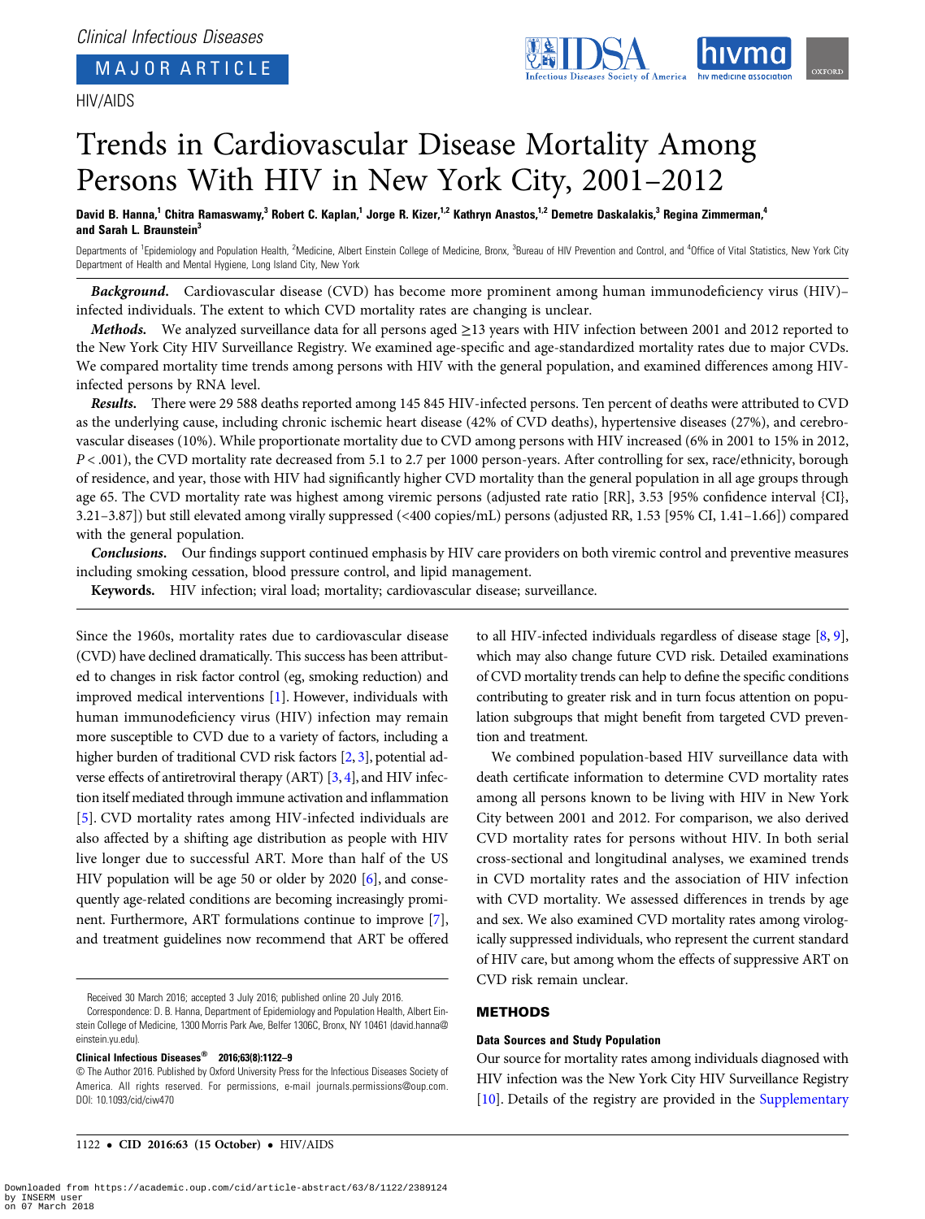Clinical Infectious Diseases

MAJOR ARTICLE

HIV/AIDS

# Trends in Cardiovascular Disease Mortality Among Persons With HIV in New York City, 2001–2012

**David B. Hanna,[1] Chitra Ramaswamy,[3] Robert C. Kaplan,[1] Jorge R. Kizer,[1,2] Kathryn Anastos,[1,2] Demetre Daskalakis,[3] Regina Zimmerman,[4] and Sarah L. Braunstein[3]**

Departments of [1]Epidemiology and Population Health, [2]Medicine, Albert Einstein College of Medicine, Bronx, [3]Bureau of HIV Prevention and Control, and [4]Office of Vital Statistics, New York City Department of Health and Mental Hygiene, Long Island City, New York

***Background.*** Cardiovascular disease (CVD) has become more prominent among human immunodeficiency virus (HIV)–infected individuals. The extent to which CVD mortality rates are changing is unclear.

***Methods.*** We analyzed surveillance data for all persons aged ≥13 years with HIV infection between 2001 and 2012 reported to the New York City HIV Surveillance Registry. We examined age-specific and age-standardized mortality rates due to major CVDs. We compared mortality time trends among persons with HIV with the general population, and examined differences among HIV-infected persons by RNA level.

***Results.*** There were 29 588 deaths reported among 145 845 HIV-infected persons. Ten percent of deaths were attributed to CVD as the underlying cause, including chronic ischemic heart disease (42% of CVD deaths), hypertensive diseases (27%), and cerebrovascular diseases (10%). While proportionate mortality due to CVD among persons with HIV increased (6% in 2001 to 15% in 2012, $P < .001$), the CVD mortality rate decreased from 5.1 to 2.7 per 1000 person-years. After controlling for sex, race/ethnicity, borough of residence, and year, those with HIV had significantly higher CVD mortality than the general population in all age groups through age 65. The CVD mortality rate was highest among viremic persons (adjusted rate ratio [RR], 3.53 [95% confidence interval {CI}, 3.21–3.87]) but still elevated among virally suppressed (<400 copies/mL) persons (adjusted RR, 1.53 [95% CI, 1.41–1.66]) compared with the general population.

***Conclusions.*** Our findings support continued emphasis by HIV care providers on both viremic control and preventive measures including smoking cessation, blood pressure control, and lipid management.

**Keywords.** HIV infection; viral load; mortality; cardiovascular disease; surveillance.

Since the 1960s, mortality rates due to cardiovascular disease (CVD) have declined dramatically. This success has been attributed to changes in risk factor control (eg, smoking reduction) and improved medical interventions [1]. However, individuals with human immunodeficiency virus (HIV) infection may remain more susceptible to CVD due to a variety of factors, including a higher burden of traditional CVD risk factors [2, 3], potential adverse effects of antiretroviral therapy (ART) [3, 4], and HIV infection itself mediated through immune activation and inflammation [5]. CVD mortality rates among HIV-infected individuals are also affected by a shifting age distribution as people with HIV live longer due to successful ART. More than half of the US HIV population will be age 50 or older by 2020 [6], and consequently age-related conditions are becoming increasingly prominent. Furthermore, ART formulations continue to improve [7], and treatment guidelines now recommend that ART be offered to all HIV-infected individuals regardless of disease stage [8, 9], which may also change future CVD risk. Detailed examinations of CVD mortality trends can help to define the specific conditions contributing to greater risk and in turn focus attention on population subgroups that might benefit from targeted CVD prevention and treatment.

We combined population-based HIV surveillance data with death certificate information to determine CVD mortality rates among all persons known to be living with HIV in New York City between 2001 and 2012. For comparison, we also derived CVD mortality rates for persons without HIV. In both serial cross-sectional and longitudinal analyses, we examined trends in CVD mortality rates and the association of HIV infection with CVD mortality. We assessed differences in trends by age and sex. We also examined CVD mortality rates among virologically suppressed individuals, who represent the current standard of HIV care, but among whom the effects of suppressive ART on CVD risk remain unclear.

## METHODS

### Data Sources and Study Population

Our source for mortality rates among individuals diagnosed with HIV infection was the New York City HIV Surveillance Registry [10]. Details of the registry are provided in the Supplementary

Received 30 March 2016; accepted 3 July 2016; published online 20 July 2016.

Correspondence: D. B. Hanna, Department of Epidemiology and Population Health, Albert Einstein College of Medicine, 1300 Morris Park Ave, Belfer 1306C, Bronx, NY 10461 (david.hanna@einstein.yu.edu).

**Clinical Infectious Diseases® 2016;63(8):1122–9**

© The Author 2016. Published by Oxford University Press for the Infectious Diseases Society of America. All rights reserved. For permissions, e-mail journals.permissions@oup.com. DOI: 10.1093/cid/ciw470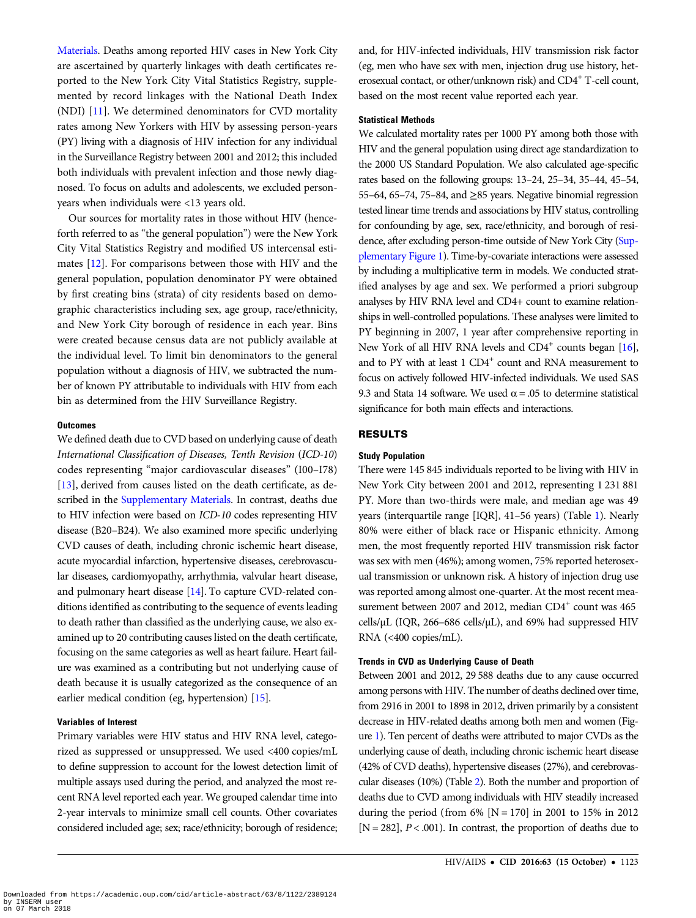Materials. Deaths among reported HIV cases in New York City are ascertained by quarterly linkages with death certificates reported to the New York City Vital Statistics Registry, supplemented by record linkages with the National Death Index (NDI) [11]. We determined denominators for CVD mortality rates among New Yorkers with HIV by assessing person-years (PY) living with a diagnosis of HIV infection for any individual in the Surveillance Registry between 2001 and 2012; this included both individuals with prevalent infection and those newly diagnosed. To focus on adults and adolescents, we excluded person-years when individuals were <13 years old.

Our sources for mortality rates in those without HIV (henceforth referred to as "the general population") were the New York City Vital Statistics Registry and modified US intercensal estimates [12]. For comparisons between those with HIV and the general population, population denominator PY were obtained by first creating bins (strata) of city residents based on demographic characteristics including sex, age group, race/ethnicity, and New York City borough of residence in each year. Bins were created because census data are not publicly available at the individual level. To limit bin denominators to the general population without a diagnosis of HIV, we subtracted the number of known PY attributable to individuals with HIV from each bin as determined from the HIV Surveillance Registry.

#### Outcomes

We defined death due to CVD based on underlying cause of death *International Classification of Diseases, Tenth Revision* (*ICD-10*) codes representing "major cardiovascular diseases" (I00–I78) [13], derived from causes listed on the death certificate, as described in the Supplementary Materials. In contrast, deaths due to HIV infection were based on *ICD-10* codes representing HIV disease (B20–B24). We also examined more specific underlying CVD causes of death, including chronic ischemic heart disease, acute myocardial infarction, hypertensive diseases, cerebrovascular diseases, cardiomyopathy, arrhythmia, valvular heart disease, and pulmonary heart disease [14]. To capture CVD-related conditions identified as contributing to the sequence of events leading to death rather than classified as the underlying cause, we also examined up to 20 contributing causes listed on the death certificate, focusing on the same categories as well as heart failure. Heart failure was examined as a contributing but not underlying cause of death because it is usually categorized as the consequence of an earlier medical condition (eg, hypertension) [15].

#### Variables of Interest

Primary variables were HIV status and HIV RNA level, categorized as suppressed or unsuppressed. We used <400 copies/mL to define suppression to account for the lowest detection limit of multiple assays used during the period, and analyzed the most recent RNA level reported each year. We grouped calendar time into 2-year intervals to minimize small cell counts. Other covariates considered included age; sex; race/ethnicity; borough of residence; and, for HIV-infected individuals, HIV transmission risk factor (eg, men who have sex with men, injection drug use history, heterosexual contact, or other/unknown risk) and CD4$^+$ T-cell count, based on the most recent value reported each year.

#### Statistical Methods

We calculated mortality rates per 1000 PY among both those with HIV and the general population using direct age standardization to the 2000 US Standard Population. We also calculated age-specific rates based on the following groups: 13–24, 25–34, 35–44, 45–54, 55–64, 65–74, 75–84, and ≥85 years. Negative binomial regression tested linear time trends and associations by HIV status, controlling for confounding by age, sex, race/ethnicity, and borough of residence, after excluding person-time outside of New York City (Supplementary Figure 1). Time-by-covariate interactions were assessed by including a multiplicative term in models. We conducted stratified analyses by age and sex. We performed a priori subgroup analyses by HIV RNA level and CD4+ count to examine relationships in well-controlled populations. These analyses were limited to PY beginning in 2007, 1 year after comprehensive reporting in New York of all HIV RNA levels and CD4$^+$ counts began [16], and to PY with at least 1 CD4$^+$ count and RNA measurement to focus on actively followed HIV-infected individuals. We used SAS 9.3 and Stata 14 software. We used $\alpha = .05$ to determine statistical significance for both main effects and interactions.

## RESULTS

#### Study Population

There were 145 845 individuals reported to be living with HIV in New York City between 2001 and 2012, representing 1 231 881 PY. More than two-thirds were male, and median age was 49 years (interquartile range [IQR], 41–56 years) (Table 1). Nearly 80% were either of black race or Hispanic ethnicity. Among men, the most frequently reported HIV transmission risk factor was sex with men (46%); among women, 75% reported heterosexual transmission or unknown risk. A history of injection drug use was reported among almost one-quarter. At the most recent measurement between 2007 and 2012, median CD4$^+$ count was 465 cells/μL (IQR, 266–686 cells/μL), and 69% had suppressed HIV RNA (<400 copies/mL).

#### Trends in CVD as Underlying Cause of Death

Between 2001 and 2012, 29 588 deaths due to any cause occurred among persons with HIV. The number of deaths declined over time, from 2916 in 2001 to 1898 in 2012, driven primarily by a consistent decrease in HIV-related deaths among both men and women (Figure 1). Ten percent of deaths were attributed to major CVDs as the underlying cause of death, including chronic ischemic heart disease (42% of CVD deaths), hypertensive diseases (27%), and cerebrovascular diseases (10%) (Table 2). Both the number and proportion of deaths due to CVD among individuals with HIV steadily increased during the period (from 6% [N = 170] in 2001 to 15% in 2012 [N = 282], $P < .001$). In contrast, the proportion of deaths due to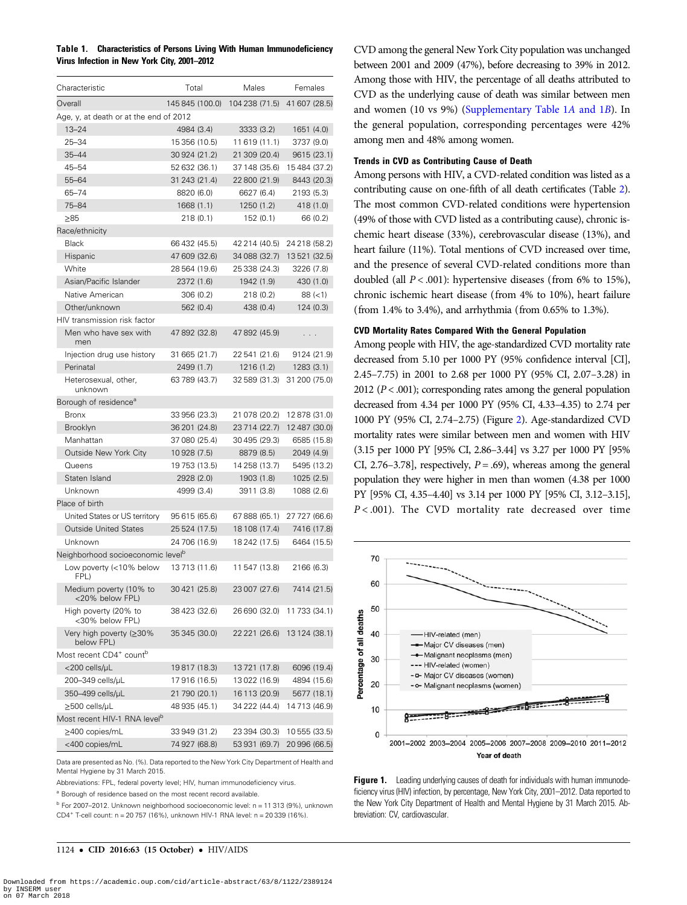**Table 1. Characteristics of Persons Living With Human Immunodeficiency Virus Infection in New York City, 2001–2012**

| Characteristic | Total | Males | Females |
|---|---|---|---|
| Overall | 145 845 (100.0) | 104 238 (71.5) | 41 607 (28.5) |
| Age, y, at death or at the end of 2012 | | | |
| 13–24 | 4984 (3.4) | 3333 (3.2) | 1651 (4.0) |
| 25–34 | 15 356 (10.5) | 11 619 (11.1) | 3737 (9.0) |
| 35–44 | 30 924 (21.2) | 21 309 (20.4) | 9615 (23.1) |
| 45–54 | 52 632 (36.1) | 37 148 (35.6) | 15 484 (37.2) |
| 55–64 | 31 243 (21.4) | 22 800 (21.9) | 8443 (20.3) |
| 65–74 | 8820 (6.0) | 6627 (6.4) | 2193 (5.3) |
| 75–84 | 1668 (1.1) | 1250 (1.2) | 418 (1.0) |
| ≥85 | 218 (0.1) | 152 (0.1) | 66 (0.2) |
| Race/ethnicity | | | |
| Black | 66 432 (45.5) | 42 214 (40.5) | 24 218 (58.2) |
| Hispanic | 47 609 (32.6) | 34 088 (32.7) | 13 521 (32.5) |
| White | 28 564 (19.6) | 25 338 (24.3) | 3226 (7.8) |
| Asian/Pacific Islander | 2372 (1.6) | 1942 (1.9) | 430 (1.0) |
| Native American | 306 (0.2) | 218 (0.2) | 88 (<1) |
| Other/unknown | 562 (0.4) | 438 (0.4) | 124 (0.3) |
| HIV transmission risk factor | | | |
| Men who have sex with men | 47 892 (32.8) | 47 892 (45.9) | . . . |
| Injection drug use history | 31 665 (21.7) | 22 541 (21.6) | 9124 (21.9) |
| Perinatal | 2499 (1.7) | 1216 (1.2) | 1283 (3.1) |
| Heterosexual, other, unknown | 63 789 (43.7) | 32 589 (31.3) | 31 200 (75.0) |
| Borough of residence[a] | | | |
| Bronx | 33 956 (23.3) | 21 078 (20.2) | 12 878 (31.0) |
| Brooklyn | 36 201 (24.8) | 23 714 (22.7) | 12 487 (30.0) |
| Manhattan | 37 080 (25.4) | 30 495 (29.3) | 6585 (15.8) |
| Outside New York City | 10 928 (7.5) | 8879 (8.5) | 2049 (4.9) |
| Queens | 19 753 (13.5) | 14 258 (13.7) | 5495 (13.2) |
| Staten Island | 2928 (2.0) | 1903 (1.8) | 1025 (2.5) |
| Unknown | 4999 (3.4) | 3911 (3.8) | 1088 (2.6) |
| Place of birth | | | |
| United States or US territory | 95 615 (65.6) | 67 888 (65.1) | 27 727 (66.6) |
| Outside United States | 25 524 (17.5) | 18 108 (17.4) | 7416 (17.8) |
| Unknown | 24 706 (16.9) | 18 242 (17.5) | 6464 (15.5) |
| Neighborhood socioeconomic level[b] | | | |
| Low poverty (<10% below FPL) | 13 713 (11.6) | 11 547 (13.8) | 2166 (6.3) |
| Medium poverty (10% to <20% below FPL) | 30 421 (25.8) | 23 007 (27.6) | 7414 (21.5) |
| High poverty (20% to <30% below FPL) | 38 423 (32.6) | 26 690 (32.0) | 11 733 (34.1) |
| Very high poverty (≥30% below FPL) | 35 345 (30.0) | 22 221 (26.6) | 13 124 (38.1) |
| Most recent CD4[+] count[b] | | | |
| <200 cells/µL | 19 817 (18.3) | 13 721 (17.8) | 6096 (19.4) |
| 200–349 cells/µL | 17 916 (16.5) | 13 022 (16.9) | 4894 (15.6) |
| 350–499 cells/µL | 21 790 (20.1) | 16 113 (20.9) | 5677 (18.1) |
| ≥500 cells/µL | 48 935 (45.1) | 34 222 (44.4) | 14 713 (46.9) |
| Most recent HIV-1 RNA level[b] | | | |
| ≥400 copies/mL | 33 949 (31.2) | 23 394 (30.3) | 10 555 (33.5) |
| <400 copies/mL | 74 927 (68.8) | 53 931 (69.7) | 20 996 (66.5) |

Data are presented as No. (%). Data reported to the New York City Department of Health and Mental Hygiene by 31 March 2015.

Abbreviations: FPL, federal poverty level; HIV, human immunodeficiency virus.

[a] Borough of residence based on the most recent record available.

[b] For 2007–2012. Unknown neighborhood socioeconomic level: n = 11 313 (9%), unknown CD4[+] T-cell count: n = 20 757 (16%), unknown HIV-1 RNA level: n = 20 339 (16%).

CVD among the general New York City population was unchanged between 2001 and 2009 (47%), before decreasing to 39% in 2012. Among those with HIV, the percentage of all deaths attributed to CVD as the underlying cause of death was similar between men and women (10 vs 9%) (Supplementary Table 1*A* and 1*B*). In the general population, corresponding percentages were 42% among men and 48% among women.

### Trends in CVD as Contributing Cause of Death

Among persons with HIV, a CVD-related condition was listed as a contributing cause on one-fifth of all death certificates (Table 2). The most common CVD-related conditions were hypertension (49% of those with CVD listed as a contributing cause), chronic ischemic heart disease (33%), cerebrovascular disease (13%), and heart failure (11%). Total mentions of CVD increased over time, and the presence of several CVD-related conditions more than doubled (all $P < .001$): hypertensive diseases (from 6% to 15%), chronic ischemic heart disease (from 4% to 10%), heart failure (from 1.4% to 3.4%), and arrhythmia (from 0.65% to 1.3%).

### CVD Mortality Rates Compared With the General Population

Among people with HIV, the age-standardized CVD mortality rate decreased from 5.10 per 1000 PY (95% confidence interval [CI], 2.45–7.75) in 2001 to 2.68 per 1000 PY (95% CI, 2.07–3.28) in 2012 ($P < .001$); corresponding rates among the general population decreased from 4.34 per 1000 PY (95% CI, 4.33–4.35) to 2.74 per 1000 PY (95% CI, 2.74–2.75) (Figure 2). Age-standardized CVD mortality rates were similar between men and women with HIV (3.15 per 1000 PY [95% CI, 2.86–3.44] vs 3.27 per 1000 PY [95% CI, 2.76–3.78], respectively, $P = .69$), whereas among the general population they were higher in men than women (4.38 per 1000 PY [95% CI, 4.35–4.40] vs 3.14 per 1000 PY [95% CI, 3.12–3.15], $P < .001$). The CVD mortality rate decreased over time

Figure 1. Leading underlying causes of death for individuals with human immunodeficiency virus (HIV) infection, by percentage, New York City, 2001–2012. Data reported to the New York City Department of Health and Mental Hygiene by 31 March 2015. Abbreviation: CV, cardiovascular.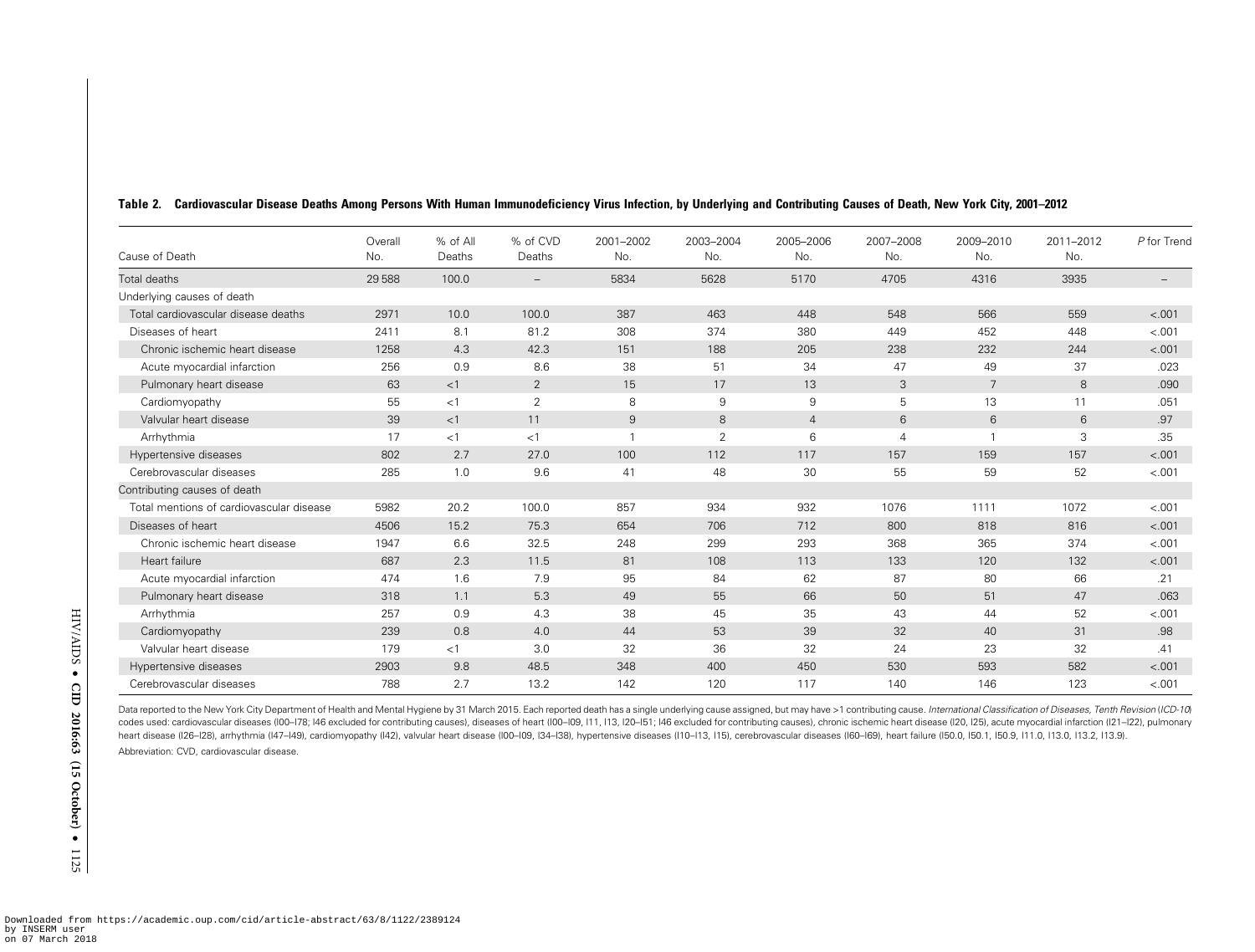**Table 2. Cardiovascular Disease Deaths Among Persons With Human Immunodeficiency Virus Infection, by Underlying and Contributing Causes of Death, New York City, 2001–2012**

| Cause of Death | Overall No. | % of All Deaths | % of CVD Deaths | 2001–2002 No. | 2003–2004 No. | 2005–2006 No. | 2007–2008 No. | 2009–2010 No. | 2011–2012 No. | *P* for Trend |
|---|---|---|---|---|---|---|---|---|---|---|
| Total deaths | 29 588 | 100.0 | – | 5834 | 5628 | 5170 | 4705 | 4316 | 3935 | – |
| Underlying causes of death | | | | | | | | | | |
| Total cardiovascular disease deaths | 2971 | 10.0 | 100.0 | 387 | 463 | 448 | 548 | 566 | 559 | <.001 |
| Diseases of heart | 2411 | 8.1 | 81.2 | 308 | 374 | 380 | 449 | 452 | 448 | <.001 |
| Chronic ischemic heart disease | 1258 | 4.3 | 42.3 | 151 | 188 | 205 | 238 | 232 | 244 | <.001 |
| Acute myocardial infarction | 256 | 0.9 | 8.6 | 38 | 51 | 34 | 47 | 49 | 37 | .023 |
| Pulmonary heart disease | 63 | <1 | 2 | 15 | 17 | 13 | 3 | 7 | 8 | .090 |
| Cardiomyopathy | 55 | <1 | 2 | 8 | 9 | 9 | 5 | 13 | 11 | .051 |
| Valvular heart disease | 39 | <1 | 11 | 9 | 8 | 4 | 6 | 6 | 6 | .97 |
| Arrhythmia | 17 | <1 | <1 | 1 | 2 | 6 | 4 | 1 | 3 | .35 |
| Hypertensive diseases | 802 | 2.7 | 27.0 | 100 | 112 | 117 | 157 | 159 | 157 | <.001 |
| Cerebrovascular diseases | 285 | 1.0 | 9.6 | 41 | 48 | 30 | 55 | 59 | 52 | <.001 |
| Contributing causes of death | | | | | | | | | | |
| Total mentions of cardiovascular disease | 5982 | 20.2 | 100.0 | 857 | 934 | 932 | 1076 | 1111 | 1072 | <.001 |
| Diseases of heart | 4506 | 15.2 | 75.3 | 654 | 706 | 712 | 800 | 818 | 816 | <.001 |
| Chronic ischemic heart disease | 1947 | 6.6 | 32.5 | 248 | 299 | 293 | 368 | 365 | 374 | <.001 |
| Heart failure | 687 | 2.3 | 11.5 | 81 | 108 | 113 | 133 | 120 | 132 | <.001 |
| Acute myocardial infarction | 474 | 1.6 | 7.9 | 95 | 84 | 62 | 87 | 80 | 66 | .21 |
| Pulmonary heart disease | 318 | 1.1 | 5.3 | 49 | 55 | 66 | 50 | 51 | 47 | .063 |
| Arrhythmia | 257 | 0.9 | 4.3 | 38 | 45 | 35 | 43 | 44 | 52 | <.001 |
| Cardiomyopathy | 239 | 0.8 | 4.0 | 44 | 53 | 39 | 32 | 40 | 31 | .98 |
| Valvular heart disease | 179 | <1 | 3.0 | 32 | 36 | 32 | 24 | 23 | 32 | .41 |
| Hypertensive diseases | 2903 | 9.8 | 48.5 | 348 | 400 | 450 | 530 | 593 | 582 | <.001 |
| Cerebrovascular diseases | 788 | 2.7 | 13.2 | 142 | 120 | 117 | 140 | 146 | 123 | <.001 |

Data reported to the New York City Department of Health and Mental Hygiene by 31 March 2015. Each reported death has a single underlying cause assigned, but may have >1 contributing cause. *International Classification of Diseases, Tenth Revision* (*ICD-10*) codes used: cardiovascular diseases (I00–I78; I46 excluded for contributing causes), diseases of heart (I00–I09, I11, I13, I20–I51; I46 excluded for contributing causes), chronic ischemic heart disease (I20, I25), acute myocardial infarction (I21–I22), pulmonary heart disease (I26–I28), arrhythmia (I47–I49), cardiomyopathy (I42), valvular heart disease (I00–I09, I34–I38), hypertensive diseases (I10–I13, I15), cerebrovascular diseases (I60–I69), heart failure (I50.0, I50.1, I50.9, I11.0, I13.0, I13.2, I13.9).

Abbreviation: CVD, cardiovascular disease.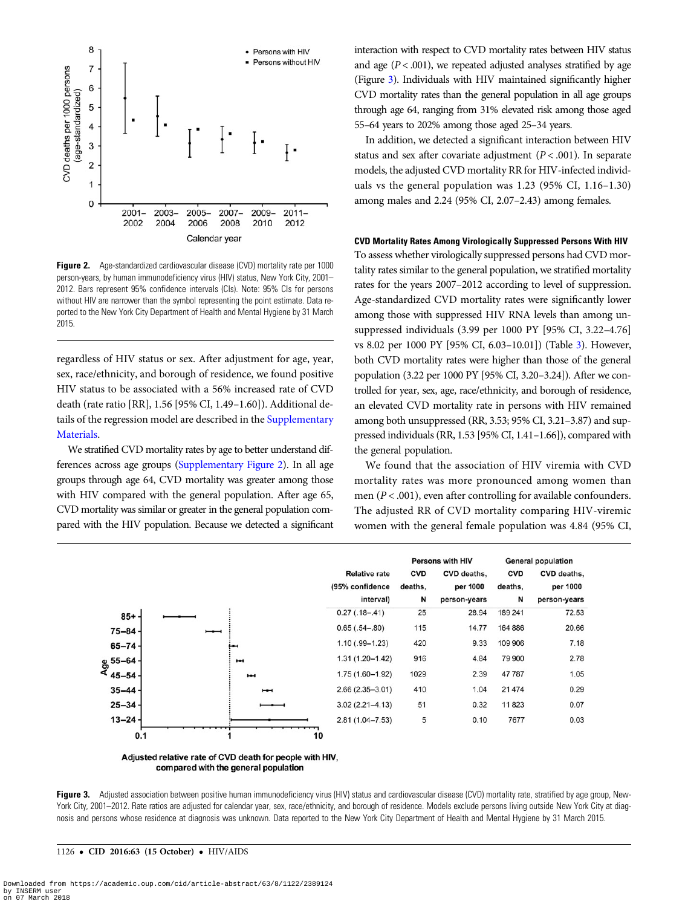Figure 2. Age-standardized cardiovascular disease (CVD) mortality rate per 1000 person-years, by human immunodeficiency virus (HIV) status, New York City, 2001–2012. Bars represent 95% confidence intervals (CIs). Note: 95% CIs for persons without HIV are narrower than the symbol representing the point estimate. Data reported to the New York City Department of Health and Mental Hygiene by 31 March 2015.

regardless of HIV status or sex. After adjustment for age, year, sex, race/ethnicity, and borough of residence, we found positive HIV status to be associated with a 56% increased rate of CVD death (rate ratio [RR], 1.56 [95% CI, 1.49–1.60]). Additional details of the regression model are described in the Supplementary Materials.

We stratified CVD mortality rates by age to better understand differences across age groups (Supplementary Figure 2). In all age groups through age 64, CVD mortality was greater among those with HIV compared with the general population. After age 65, CVD mortality was similar or greater in the general population compared with the HIV population. Because we detected a significant interaction with respect to CVD mortality rates between HIV status and age ($P < .001$), we repeated adjusted analyses stratified by age (Figure 3). Individuals with HIV maintained significantly higher CVD mortality rates than the general population in all age groups through age 64, ranging from 31% elevated risk among those aged 55–64 years to 202% among those aged 25–34 years.

In addition, we detected a significant interaction between HIV status and sex after covariate adjustment ($P < .001$). In separate models, the adjusted CVD mortality RR for HIV-infected individuals vs the general population was 1.23 (95% CI, 1.16–1.30) among males and 2.24 (95% CI, 2.07–2.43) among females.

### CVD Mortality Rates Among Virologically Suppressed Persons With HIV

To assess whether virologically suppressed persons had CVD mortality rates similar to the general population, we stratified mortality rates for the years 2007–2012 according to level of suppression. Age-standardized CVD mortality rates were significantly lower among those with suppressed HIV RNA levels than among unsuppressed individuals (3.99 per 1000 PY [95% CI, 3.22–4.76] vs 8.02 per 1000 PY [95% CI, 6.03–10.01]) (Table 3). However, both CVD mortality rates were higher than those of the general population (3.22 per 1000 PY [95% CI, 3.20–3.24]). After we controlled for year, sex, age, race/ethnicity, and borough of residence, an elevated CVD mortality rate in persons with HIV remained among both unsuppressed (RR, 3.53; 95% CI, 3.21–3.87) and suppressed individuals (RR, 1.53 [95% CI, 1.41–1.66]), compared with the general population.

We found that the association of HIV viremia with CVD mortality rates was more pronounced among women than men ($P < .001$), even after controlling for available confounders. The adjusted RR of CVD mortality comparing HIV-viremic women with the general female population was 4.84 (95% CI,

| Age | Relative rate (95% confidence interval) | Persons with HIV: CVD deaths, N | Persons with HIV: CVD deaths, per 1000 person-years | General population: CVD deaths, N | General population: CVD deaths, per 1000 person-years |
|---|---|---|---|---|---|
| 85+ | 0.27 (.18–.41) | 25 | 28.94 | 189 241 | 72.53 |
| 75–84 | 0.65 (.54–.80) | 115 | 14.77 | 164 886 | 20.66 |
| 65–74 | 1.10 (.99–1.23) | 420 | 9.33 | 109 906 | 7.18 |
| 55–64 | 1.31 (1.20–1.42) | 916 | 4.84 | 79 900 | 2.78 |
| 45–54 | 1.75 (1.60–1.92) | 1029 | 2.39 | 47 787 | 1.05 |
| 35–44 | 2.66 (2.35–3.01) | 410 | 1.04 | 21 474 | 0.29 |
| 25–34 | 3.02 (2.21–4.13) | 51 | 0.32 | 11 823 | 0.07 |
| 13–24 | 2.81 (1.04–7.53) | 5 | 0.10 | 7677 | 0.03 |

Adjusted relative rate of CVD death for people with HIV, compared with the general population

Figure 3. Adjusted association between positive human immunodeficiency virus (HIV) status and cardiovascular disease (CVD) mortality rate, stratified by age group, New York City, 2001–2012. Rate ratios are adjusted for calendar year, sex, race/ethnicity, and borough of residence. Models exclude persons living outside New York City at diagnosis and persons whose residence at diagnosis was unknown. Data reported to the New York City Department of Health and Mental Hygiene by 31 March 2015.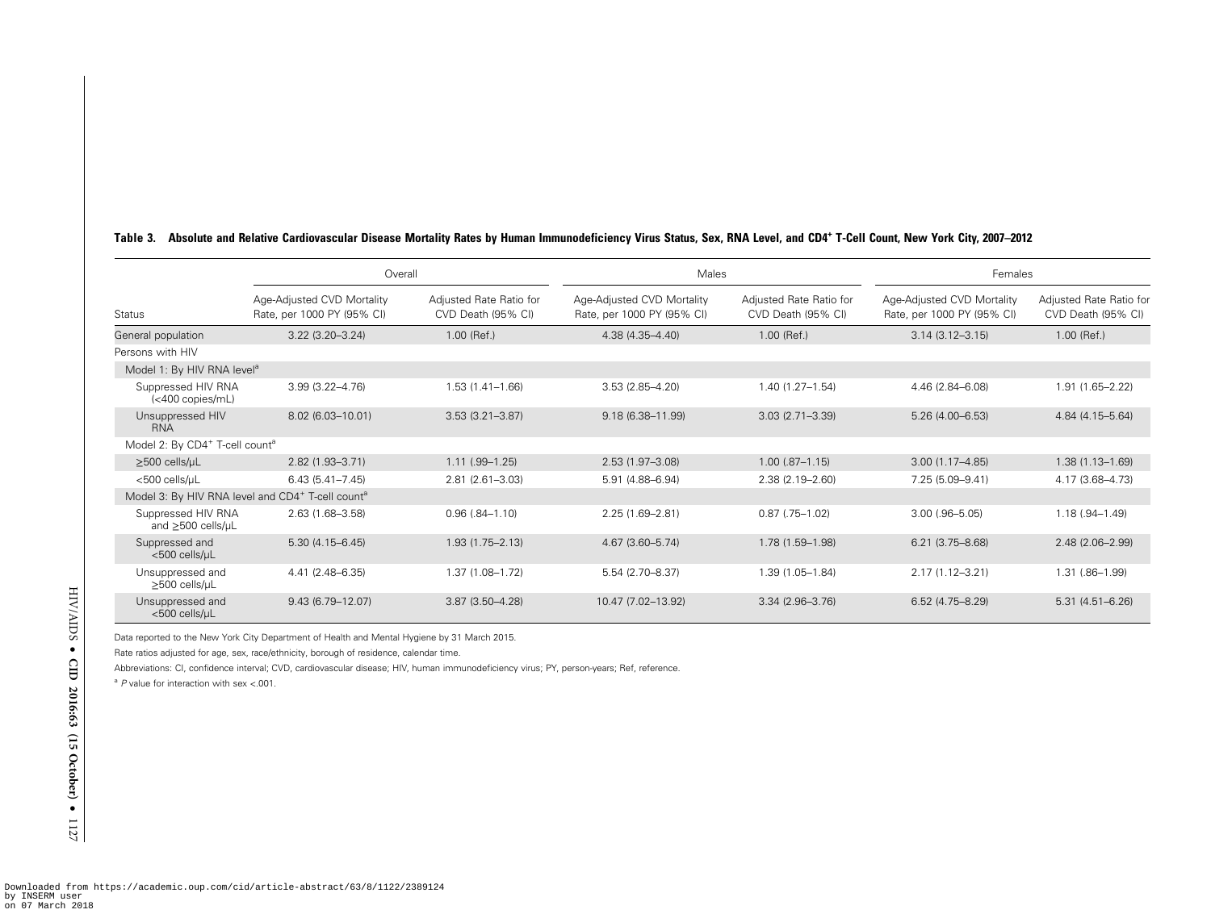**Table 3. Absolute and Relative Cardiovascular Disease Mortality Rates by Human Immunodeficiency Virus Status, Sex, RNA Level, and CD4[+] T-Cell Count, New York City, 2007–2012**

| | Overall | | Males | | Females | |
|---|---|---|---|---|---|---|
| Status | Age-Adjusted CVD Mortality Rate, per 1000 PY (95% CI) | Adjusted Rate Ratio for CVD Death (95% CI) | Age-Adjusted CVD Mortality Rate, per 1000 PY (95% CI) | Adjusted Rate Ratio for CVD Death (95% CI) | Age-Adjusted CVD Mortality Rate, per 1000 PY (95% CI) | Adjusted Rate Ratio for CVD Death (95% CI) |
| General population | 3.22 (3.20–3.24) | 1.00 (Ref.) | 4.38 (4.35–4.40) | 1.00 (Ref.) | 3.14 (3.12–3.15) | 1.00 (Ref.) |
| Persons with HIV | | | | | | |
| Model 1: By HIV RNA level[a] | | | | | | |
| Suppressed HIV RNA (<400 copies/mL) | 3.99 (3.22–4.76) | 1.53 (1.41–1.66) | 3.53 (2.85–4.20) | 1.40 (1.27–1.54) | 4.46 (2.84–6.08) | 1.91 (1.65–2.22) |
| Unsuppressed HIV RNA | 8.02 (6.03–10.01) | 3.53 (3.21–3.87) | 9.18 (6.38–11.99) | 3.03 (2.71–3.39) | 5.26 (4.00–6.53) | 4.84 (4.15–5.64) |
| Model 2: By CD4[+] T-cell count[a] | | | | | | |
| ≥500 cells/µL | 2.82 (1.93–3.71) | 1.11 (.99–1.25) | 2.53 (1.97–3.08) | 1.00 (.87–1.15) | 3.00 (1.17–4.85) | 1.38 (1.13–1.69) |
| <500 cells/µL | 6.43 (5.41–7.45) | 2.81 (2.61–3.03) | 5.91 (4.88–6.94) | 2.38 (2.19–2.60) | 7.25 (5.09–9.41) | 4.17 (3.68–4.73) |
| Model 3: By HIV RNA level and CD4[+] T-cell count[a] | | | | | | |
| Suppressed HIV RNA and ≥500 cells/µL | 2.63 (1.68–3.58) | 0.96 (.84–1.10) | 2.25 (1.69–2.81) | 0.87 (.75–1.02) | 3.00 (.96–5.05) | 1.18 (.94–1.49) |
| Suppressed and <500 cells/µL | 5.30 (4.15–6.45) | 1.93 (1.75–2.13) | 4.67 (3.60–5.74) | 1.78 (1.59–1.98) | 6.21 (3.75–8.68) | 2.48 (2.06–2.99) |
| Unsuppressed and ≥500 cells/µL | 4.41 (2.48–6.35) | 1.37 (1.08–1.72) | 5.54 (2.70–8.37) | 1.39 (1.05–1.84) | 2.17 (1.12–3.21) | 1.31 (.86–1.99) |
| Unsuppressed and <500 cells/µL | 9.43 (6.79–12.07) | 3.87 (3.50–4.28) | 10.47 (7.02–13.92) | 3.34 (2.96–3.76) | 6.52 (4.75–8.29) | 5.31 (4.51–6.26) |

Data reported to the New York City Department of Health and Mental Hygiene by 31 March 2015.

Rate ratios adjusted for age, sex, race/ethnicity, borough of residence, calendar time.

Abbreviations: CI, confidence interval; CVD, cardiovascular disease; HIV, human immunodeficiency virus; PY, person-years; Ref, reference.

[a] *P* value for interaction with sex <.001.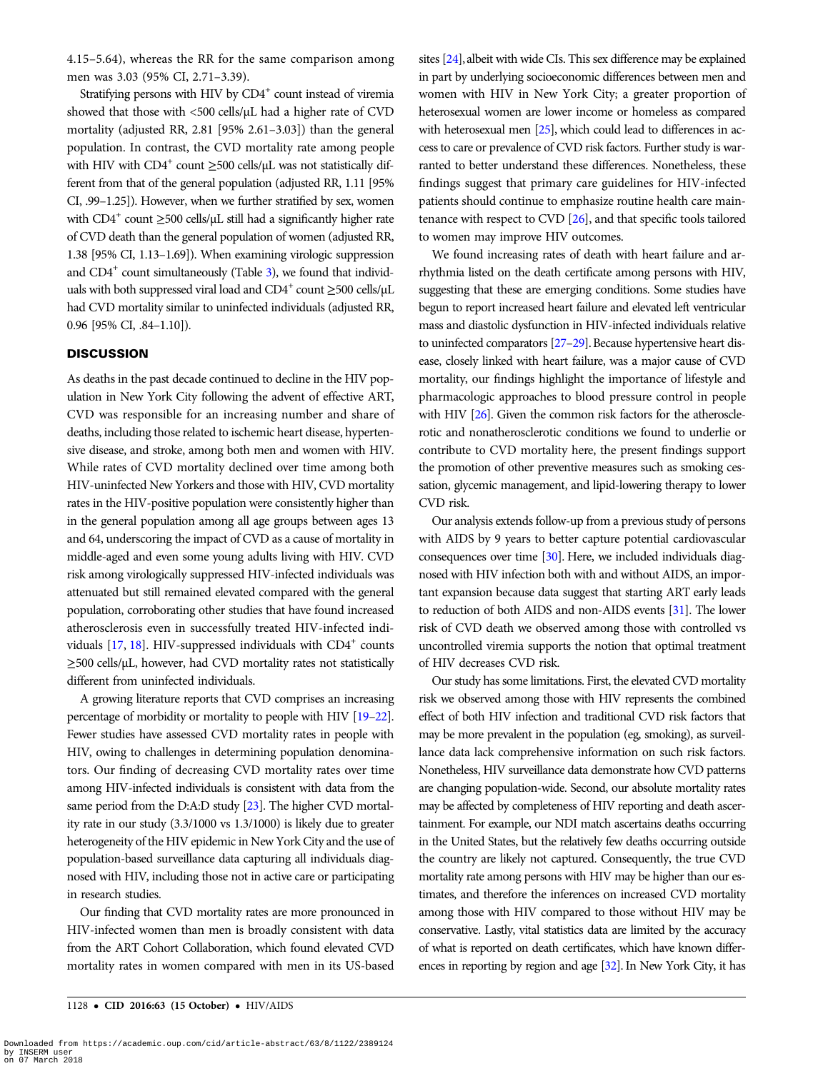4.15–5.64), whereas the RR for the same comparison among men was 3.03 (95% CI, 2.71–3.39).

Stratifying persons with HIV by $CD4^+$ count instead of viremia showed that those with <500 cells/μL had a higher rate of CVD mortality (adjusted RR, 2.81 [95% 2.61–3.03]) than the general population. In contrast, the CVD mortality rate among people with HIV with $CD4^+$ count ≥500 cells/μL was not statistically different from that of the general population (adjusted RR, 1.11 [95% CI, .99–1.25]). However, when we further stratified by sex, women with $CD4^+$ count ≥500 cells/μL still had a significantly higher rate of CVD death than the general population of women (adjusted RR, 1.38 [95% CI, 1.13–1.69]). When examining virologic suppression and $CD4^+$ count simultaneously (Table 3), we found that individuals with both suppressed viral load and $CD4^+$ count ≥500 cells/μL had CVD mortality similar to uninfected individuals (adjusted RR, 0.96 [95% CI, .84–1.10]).

## DISCUSSION

As deaths in the past decade continued to decline in the HIV population in New York City following the advent of effective ART, CVD was responsible for an increasing number and share of deaths, including those related to ischemic heart disease, hypertensive disease, and stroke, among both men and women with HIV. While rates of CVD mortality declined over time among both HIV-uninfected New Yorkers and those with HIV, CVD mortality rates in the HIV-positive population were consistently higher than in the general population among all age groups between ages 13 and 64, underscoring the impact of CVD as a cause of mortality in middle-aged and even some young adults living with HIV. CVD risk among virologically suppressed HIV-infected individuals was attenuated but still remained elevated compared with the general population, corroborating other studies that have found increased atherosclerosis even in successfully treated HIV-infected individuals [17, 18]. HIV-suppressed individuals with $CD4^+$ counts ≥500 cells/μL, however, had CVD mortality rates not statistically different from uninfected individuals.

A growing literature reports that CVD comprises an increasing percentage of morbidity or mortality to people with HIV [19–22]. Fewer studies have assessed CVD mortality rates in people with HIV, owing to challenges in determining population denominators. Our finding of decreasing CVD mortality rates over time among HIV-infected individuals is consistent with data from the same period from the D:A:D study [23]. The higher CVD mortality rate in our study (3.3/1000 vs 1.3/1000) is likely due to greater heterogeneity of the HIV epidemic in New York City and the use of population-based surveillance data capturing all individuals diagnosed with HIV, including those not in active care or participating in research studies.

Our finding that CVD mortality rates are more pronounced in HIV-infected women than men is broadly consistent with data from the ART Cohort Collaboration, which found elevated CVD mortality rates in women compared with men in its US-based sites [24], albeit with wide CIs. This sex difference may be explained in part by underlying socioeconomic differences between men and women with HIV in New York City; a greater proportion of heterosexual women are lower income or homeless as compared with heterosexual men [25], which could lead to differences in access to care or prevalence of CVD risk factors. Further study is warranted to better understand these differences. Nonetheless, these findings suggest that primary care guidelines for HIV-infected patients should continue to emphasize routine health care maintenance with respect to CVD [26], and that specific tools tailored to women may improve HIV outcomes.

We found increasing rates of death with heart failure and arrhythmia listed on the death certificate among persons with HIV, suggesting that these are emerging conditions. Some studies have begun to report increased heart failure and elevated left ventricular mass and diastolic dysfunction in HIV-infected individuals relative to uninfected comparators [27–29]. Because hypertensive heart disease, closely linked with heart failure, was a major cause of CVD mortality, our findings highlight the importance of lifestyle and pharmacologic approaches to blood pressure control in people with HIV [26]. Given the common risk factors for the atherosclerotic and nonatherosclerotic conditions we found to underlie or contribute to CVD mortality here, the present findings support the promotion of other preventive measures such as smoking cessation, glycemic management, and lipid-lowering therapy to lower CVD risk.

Our analysis extends follow-up from a previous study of persons with AIDS by 9 years to better capture potential cardiovascular consequences over time [30]. Here, we included individuals diagnosed with HIV infection both with and without AIDS, an important expansion because data suggest that starting ART early leads to reduction of both AIDS and non-AIDS events [31]. The lower risk of CVD death we observed among those with controlled vs uncontrolled viremia supports the notion that optimal treatment of HIV decreases CVD risk.

Our study has some limitations. First, the elevated CVD mortality risk we observed among those with HIV represents the combined effect of both HIV infection and traditional CVD risk factors that may be more prevalent in the population (eg, smoking), as surveillance data lack comprehensive information on such risk factors. Nonetheless, HIV surveillance data demonstrate how CVD patterns are changing population-wide. Second, our absolute mortality rates may be affected by completeness of HIV reporting and death ascertainment. For example, our NDI match ascertains deaths occurring in the United States, but the relatively few deaths occurring outside the country are likely not captured. Consequently, the true CVD mortality rate among persons with HIV may be higher than our estimates, and therefore the inferences on increased CVD mortality among those with HIV compared to those without HIV may be conservative. Lastly, vital statistics data are limited by the accuracy of what is reported on death certificates, which have known differences in reporting by region and age [32]. In New York City, it has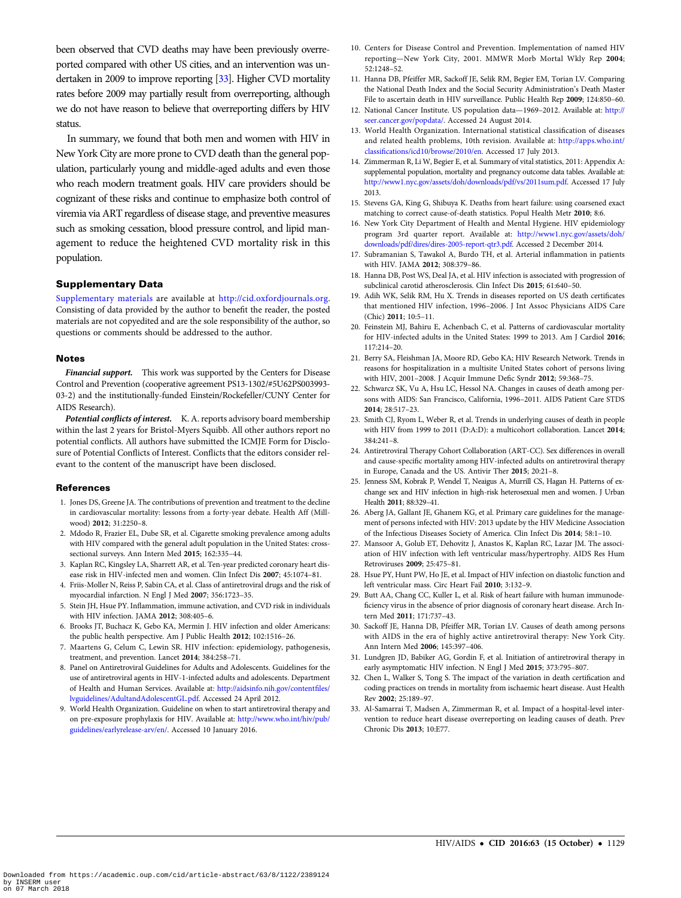been observed that CVD deaths may have been previously overreported compared with other US cities, and an intervention was undertaken in 2009 to improve reporting [33]. Higher CVD mortality rates before 2009 may partially result from overreporting, although we do not have reason to believe that overreporting differs by HIV status.

In summary, we found that both men and women with HIV in New York City are more prone to CVD death than the general population, particularly young and middle-aged adults and even those who reach modern treatment goals. HIV care providers should be cognizant of these risks and continue to emphasize both control of viremia via ART regardless of disease stage, and preventive measures such as smoking cessation, blood pressure control, and lipid management to reduce the heightened CVD mortality risk in this population.

## Supplementary Data

Supplementary materials are available at http://cid.oxfordjournals.org. Consisting of data provided by the author to benefit the reader, the posted materials are not copyedited and are the sole responsibility of the author, so questions or comments should be addressed to the author.

## Notes

***Financial support.*** This work was supported by the Centers for Disease Control and Prevention (cooperative agreement PS13-1302/#5U62PS003993-03-2) and the institutionally-funded Einstein/Rockefeller/CUNY Center for AIDS Research).

***Potential conflicts of interest.*** K. A. reports advisory board membership within the last 2 years for Bristol-Myers Squibb. All other authors report no potential conflicts. All authors have submitted the ICMJE Form for Disclosure of Potential Conflicts of Interest. Conflicts that the editors consider relevant to the content of the manuscript have been disclosed.

## References

1. Jones DS, Greene JA. The contributions of prevention and treatment to the decline in cardiovascular mortality: lessons from a forty-year debate. Health Aff (Millwood) **2012**; 31:2250–8.
2. Mdodo R, Frazier EL, Dube SR, et al. Cigarette smoking prevalence among adults with HIV compared with the general adult population in the United States: cross-sectional surveys. Ann Intern Med **2015**; 162:335–44.
3. Kaplan RC, Kingsley LA, Sharrett AR, et al. Ten-year predicted coronary heart disease risk in HIV-infected men and women. Clin Infect Dis **2007**; 45:1074–81.
4. Friis-Moller N, Reiss P, Sabin CA, et al. Class of antiretroviral drugs and the risk of myocardial infarction. N Engl J Med **2007**; 356:1723–35.
5. Stein JH, Hsue PY. Inflammation, immune activation, and CVD risk in individuals with HIV infection. JAMA **2012**; 308:405–6.
6. Brooks JT, Buchacz K, Gebo KA, Mermin J. HIV infection and older Americans: the public health perspective. Am J Public Health **2012**; 102:1516–26.
7. Maartens G, Celum C, Lewin SR. HIV infection: epidemiology, pathogenesis, treatment, and prevention. Lancet **2014**; 384:258–71.
8. Panel on Antiretroviral Guidelines for Adults and Adolescents. Guidelines for the use of antiretroviral agents in HIV-1-infected adults and adolescents. Department of Health and Human Services. Available at: http://aidsinfo.nih.gov/contentfiles/lvguidelines/AdultandAdolescentGL.pdf. Accessed 24 April 2012.
9. World Health Organization. Guideline on when to start antiretroviral therapy and on pre-exposure prophylaxis for HIV. Available at: http://www.who.int/hiv/pub/guidelines/earlyrelease-arv/en/. Accessed 10 January 2016.
10. Centers for Disease Control and Prevention. Implementation of named HIV reporting—New York City, 2001. MMWR Morb Mortal Wkly Rep **2004**; 52:1248–52.
11. Hanna DB, Pfeiffer MR, Sackoff JE, Selik RM, Begier EM, Torian LV. Comparing the National Death Index and the Social Security Administration's Death Master File to ascertain death in HIV surveillance. Public Health Rep **2009**; 124:850–60.
12. National Cancer Institute. US population data—1969–2012. Available at: http://seer.cancer.gov/popdata/. Accessed 24 August 2014.
13. World Health Organization. International statistical classification of diseases and related health problems, 10th revision. Available at: http://apps.who.int/classifications/icd10/browse/2010/en. Accessed 17 July 2013.
14. Zimmerman R, Li W, Begier E, et al. Summary of vital statistics, 2011: Appendix A: supplemental population, mortality and pregnancy outcome data tables. Available at: http://www1.nyc.gov/assets/doh/downloads/pdf/vs/2011sum.pdf. Accessed 17 July 2013.
15. Stevens GA, King G, Shibuya K. Deaths from heart failure: using coarsened exact matching to correct cause-of-death statistics. Popul Health Metr **2010**; 8:6.
16. New York City Department of Health and Mental Hygiene. HIV epidemiology program 3rd quarter report. Available at: http://www1.nyc.gov/assets/doh/downloads/pdf/dires/dires-2005-report-qtr3.pdf. Accessed 2 December 2014.
17. Subramanian S, Tawakol A, Burdo TH, et al. Arterial inflammation in patients with HIV. JAMA **2012**; 308:379–86.
18. Hanna DB, Post WS, Deal JA, et al. HIV infection is associated with progression of subclinical carotid atherosclerosis. Clin Infect Dis **2015**; 61:640–50.
19. Adih WK, Selik RM, Hu X. Trends in diseases reported on US death certificates that mentioned HIV infection, 1996–2006. J Int Assoc Physicians AIDS Care (Chic) **2011**; 10:5–11.
20. Feinstein MJ, Bahiru E, Achenbach C, et al. Patterns of cardiovascular mortality for HIV-infected adults in the United States: 1999 to 2013. Am J Cardiol **2016**; 117:214–20.
21. Berry SA, Fleishman JA, Moore RD, Gebo KA; HIV Research Network. Trends in reasons for hospitalization in a multisite United States cohort of persons living with HIV, 2001–2008. J Acquir Immune Defic Syndr **2012**; 59:368–75.
22. Schwarcz SK, Vu A, Hsu LC, Hessol NA. Changes in causes of death among persons with AIDS: San Francisco, California, 1996–2011. AIDS Patient Care STDS **2014**; 28:517–23.
23. Smith CJ, Ryom L, Weber R, et al. Trends in underlying causes of death in people with HIV from 1999 to 2011 (D:A:D): a multicohort collaboration. Lancet **2014**; 384:241–8.
24. Antiretroviral Therapy Cohort Collaboration (ART-CC). Sex differences in overall and cause-specific mortality among HIV-infected adults on antiretroviral therapy in Europe, Canada and the US. Antivir Ther **2015**; 20:21–8.
25. Jenness SM, Kobrak P, Wendel T, Neaigus A, Murrill CS, Hagan H. Patterns of exchange sex and HIV infection in high-risk heterosexual men and women. J Urban Health **2011**; 88:329–41.
26. Aberg JA, Gallant JE, Ghanem KG, et al. Primary care guidelines for the management of persons infected with HIV: 2013 update by the HIV Medicine Association of the Infectious Diseases Society of America. Clin Infect Dis **2014**; 58:1–10.
27. Mansoor A, Golub ET, Dehovitz J, Anastos K, Kaplan RC, Lazar JM. The association of HIV infection with left ventricular mass/hypertrophy. AIDS Res Hum Retroviruses **2009**; 25:475–81.
28. Hsue PY, Hunt PW, Ho JE, et al. Impact of HIV infection on diastolic function and left ventricular mass. Circ Heart Fail **2010**; 3:132–9.
29. Butt AA, Chang CC, Kuller L, et al. Risk of heart failure with human immunodeficiency virus in the absence of prior diagnosis of coronary heart disease. Arch Intern Med **2011**; 171:737–43.
30. Sackoff JE, Hanna DB, Pfeiffer MR, Torian LV. Causes of death among persons with AIDS in the era of highly active antiretroviral therapy: New York City. Ann Intern Med **2006**; 145:397–406.
31. Lundgren JD, Babiker AG, Gordin F, et al. Initiation of antiretroviral therapy in early asymptomatic HIV infection. N Engl J Med **2015**; 373:795–807.
32. Chen L, Walker S, Tong S. The impact of the variation in death certification and coding practices on trends in mortality from ischaemic heart disease. Aust Health Rev **2002**; 25:189–97.
33. Al-Samarrai T, Madsen A, Zimmerman R, et al. Impact of a hospital-level intervention to reduce heart disease overreporting on leading causes of death. Prev Chronic Dis **2013**; 10:E77.